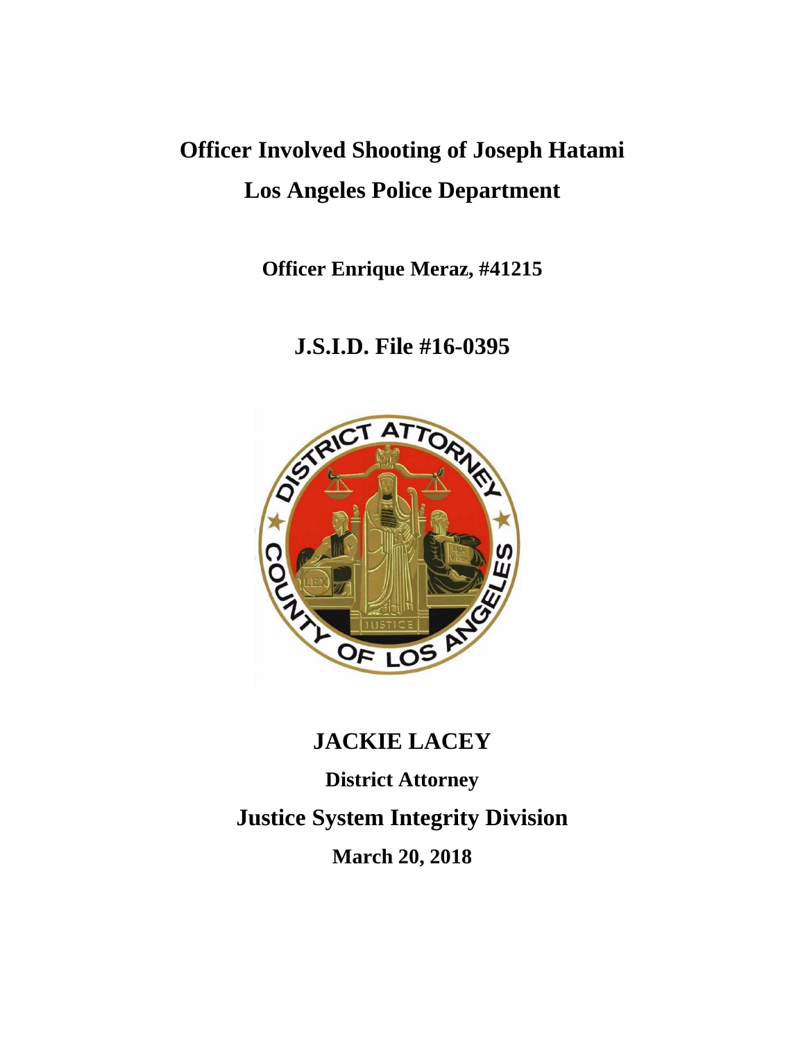# Officer Involved Shooting of Joseph Hatami

# Los Angeles Police Department

**Officer Enrique Meraz, #41215**

## J.S.I.D. File #16-0395

## JACKIE LACEY

**District Attorney**

## Justice System Integrity Division

**March 20, 2018**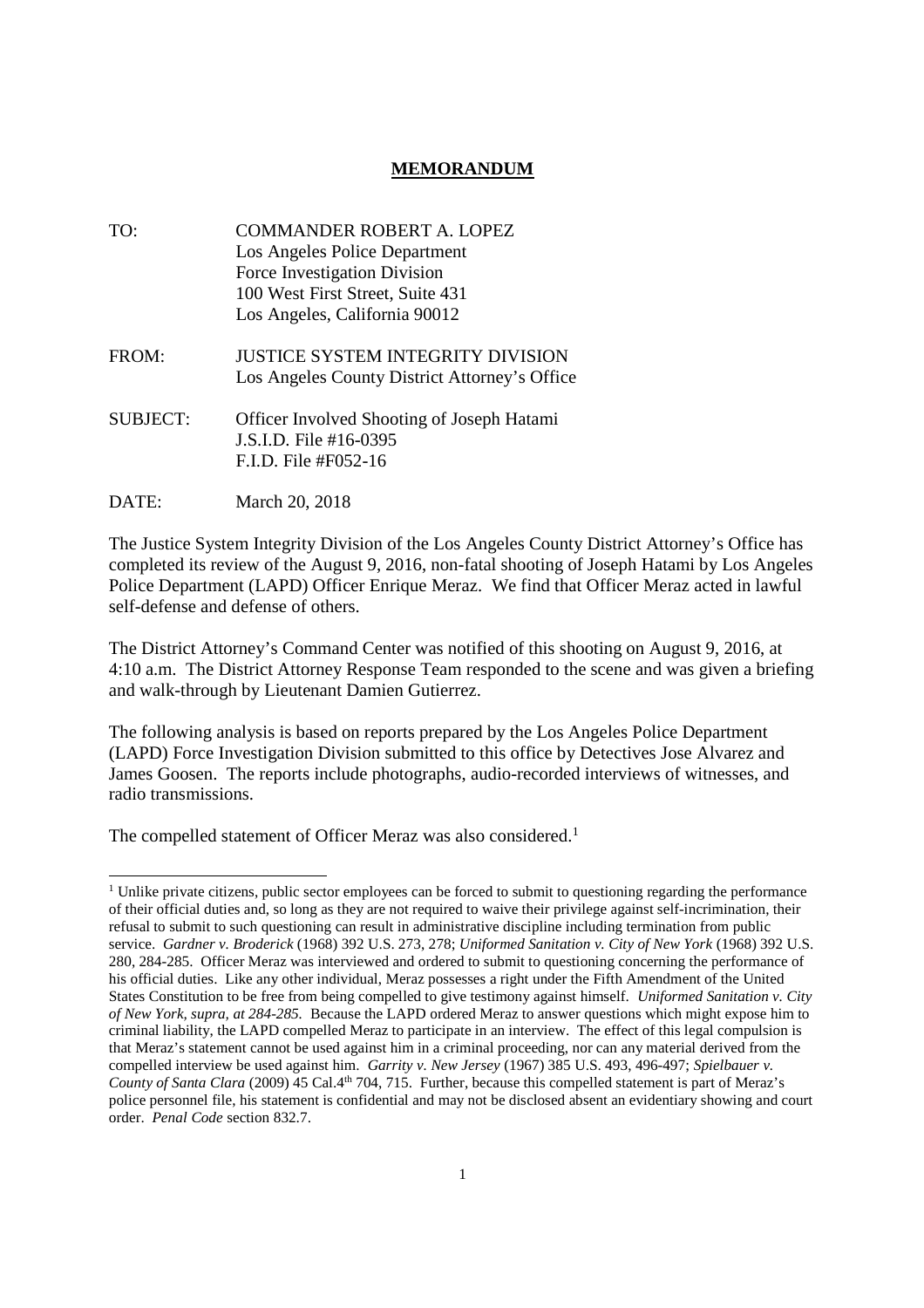**MEMORANDUM**

TO: COMMANDER ROBERT A. LOPEZ
Los Angeles Police Department
Force Investigation Division
100 West First Street, Suite 431
Los Angeles, California 90012

FROM: JUSTICE SYSTEM INTEGRITY DIVISION
Los Angeles County District Attorney's Office

SUBJECT: Officer Involved Shooting of Joseph Hatami
J.S.I.D. File #16-0395
F.I.D. File #F052-16

DATE: March 20, 2018

The Justice System Integrity Division of the Los Angeles County District Attorney's Office has completed its review of the August 9, 2016, non-fatal shooting of Joseph Hatami by Los Angeles Police Department (LAPD) Officer Enrique Meraz. We find that Officer Meraz acted in lawful self-defense and defense of others.

The District Attorney's Command Center was notified of this shooting on August 9, 2016, at 4:10 a.m. The District Attorney Response Team responded to the scene and was given a briefing and walk-through by Lieutenant Damien Gutierrez.

The following analysis is based on reports prepared by the Los Angeles Police Department (LAPD) Force Investigation Division submitted to this office by Detectives Jose Alvarez and James Goosen. The reports include photographs, audio-recorded interviews of witnesses, and radio transmissions.

The compelled statement of Officer Meraz was also considered.[1]

---

[1] Unlike private citizens, public sector employees can be forced to submit to questioning regarding the performance of their official duties and, so long as they are not required to waive their privilege against self-incrimination, their refusal to submit to such questioning can result in administrative discipline including termination from public service. *Gardner v. Broderick* (1968) 392 U.S. 273, 278; *Uniformed Sanitation v. City of New York* (1968) 392 U.S. 280, 284-285. Officer Meraz was interviewed and ordered to submit to questioning concerning the performance of his official duties. Like any other individual, Meraz possesses a right under the Fifth Amendment of the United States Constitution to be free from being compelled to give testimony against himself. *Uniformed Sanitation v. City of New York, supra, at 284-285.* Because the LAPD ordered Meraz to answer questions which might expose him to criminal liability, the LAPD compelled Meraz to participate in an interview. The effect of this legal compulsion is that Meraz's statement cannot be used against him in a criminal proceeding, nor can any material derived from the compelled interview be used against him. *Garrity v. New Jersey* (1967) 385 U.S. 493, 496-497; *Spielbauer v. County of Santa Clara* (2009) 45 Cal.4th 704, 715. Further, because this compelled statement is part of Meraz's police personnel file, his statement is confidential and may not be disclosed absent an evidentiary showing and court order. *Penal Code* section 832.7.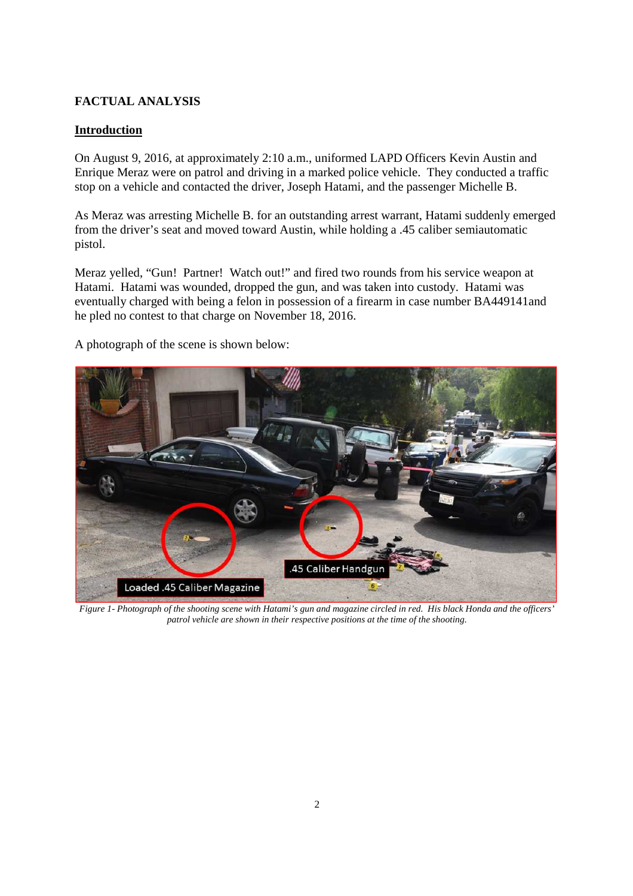## FACTUAL ANALYSIS

### Introduction

On August 9, 2016, at approximately 2:10 a.m., uniformed LAPD Officers Kevin Austin and Enrique Meraz were on patrol and driving in a marked police vehicle. They conducted a traffic stop on a vehicle and contacted the driver, Joseph Hatami, and the passenger Michelle B.

As Meraz was arresting Michelle B. for an outstanding arrest warrant, Hatami suddenly emerged from the driver's seat and moved toward Austin, while holding a .45 caliber semiautomatic pistol.

Meraz yelled, "Gun! Partner! Watch out!" and fired two rounds from his service weapon at Hatami. Hatami was wounded, dropped the gun, and was taken into custody. Hatami was eventually charged with being a felon in possession of a firearm in case number BA449141and he pled no contest to that charge on November 18, 2016.

A photograph of the scene is shown below:

*Figure 1- Photograph of the shooting scene with Hatami's gun and magazine circled in red. His black Honda and the officers' patrol vehicle are shown in their respective positions at the time of the shooting.*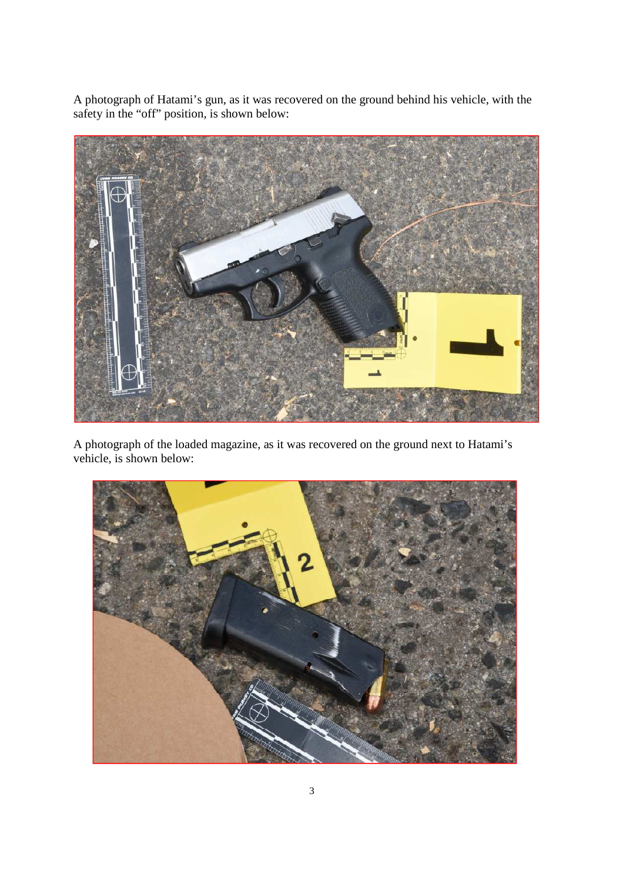A photograph of Hatami's gun, as it was recovered on the ground behind his vehicle, with the safety in the "off" position, is shown below:

A photograph of the loaded magazine, as it was recovered on the ground next to Hatami's vehicle, is shown below: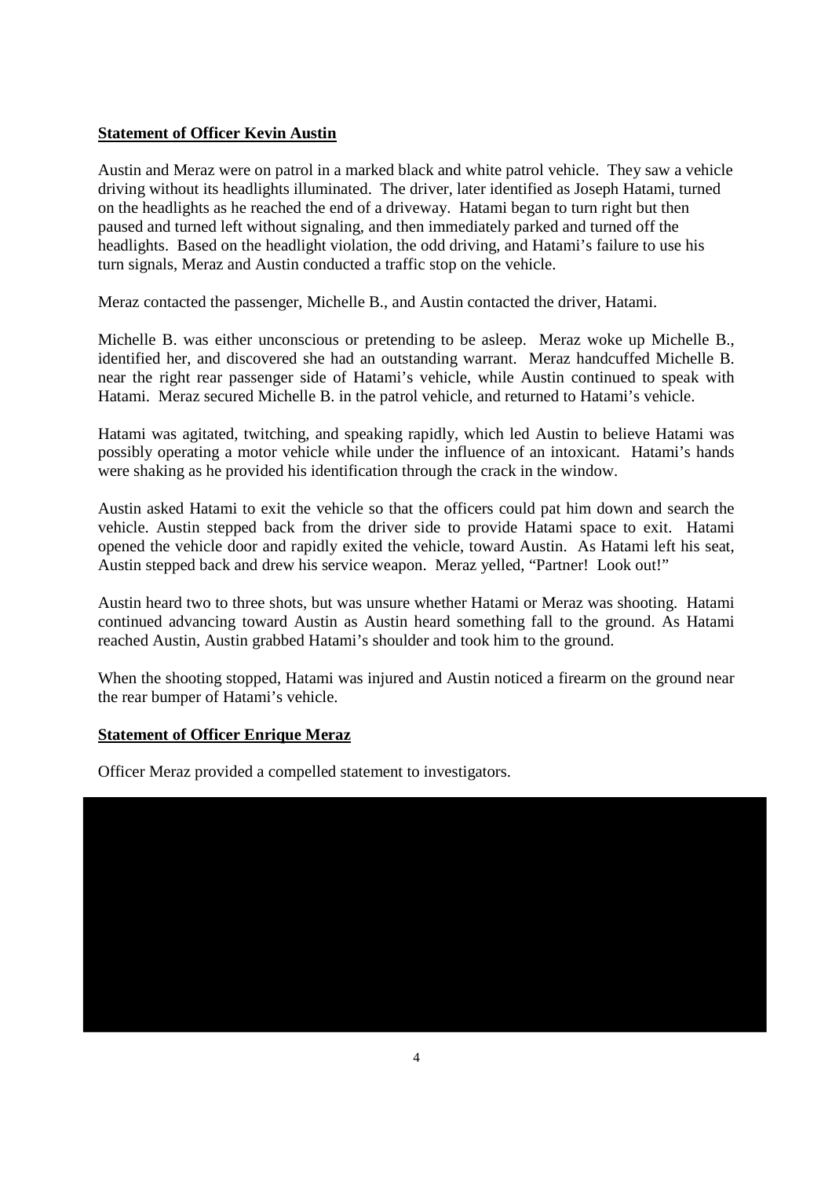**Statement of Officer Kevin Austin**

Austin and Meraz were on patrol in a marked black and white patrol vehicle. They saw a vehicle driving without its headlights illuminated. The driver, later identified as Joseph Hatami, turned on the headlights as he reached the end of a driveway. Hatami began to turn right but then paused and turned left without signaling, and then immediately parked and turned off the headlights. Based on the headlight violation, the odd driving, and Hatami's failure to use his turn signals, Meraz and Austin conducted a traffic stop on the vehicle.

Meraz contacted the passenger, Michelle B., and Austin contacted the driver, Hatami.

Michelle B. was either unconscious or pretending to be asleep. Meraz woke up Michelle B., identified her, and discovered she had an outstanding warrant. Meraz handcuffed Michelle B. near the right rear passenger side of Hatami's vehicle, while Austin continued to speak with Hatami. Meraz secured Michelle B. in the patrol vehicle, and returned to Hatami's vehicle.

Hatami was agitated, twitching, and speaking rapidly, which led Austin to believe Hatami was possibly operating a motor vehicle while under the influence of an intoxicant. Hatami's hands were shaking as he provided his identification through the crack in the window.

Austin asked Hatami to exit the vehicle so that the officers could pat him down and search the vehicle. Austin stepped back from the driver side to provide Hatami space to exit. Hatami opened the vehicle door and rapidly exited the vehicle, toward Austin. As Hatami left his seat, Austin stepped back and drew his service weapon. Meraz yelled, "Partner! Look out!"

Austin heard two to three shots, but was unsure whether Hatami or Meraz was shooting. Hatami continued advancing toward Austin as Austin heard something fall to the ground. As Hatami reached Austin, Austin grabbed Hatami's shoulder and took him to the ground.

When the shooting stopped, Hatami was injured and Austin noticed a firearm on the ground near the rear bumper of Hatami's vehicle.

**Statement of Officer Enrique Meraz**

Officer Meraz provided a compelled statement to investigators.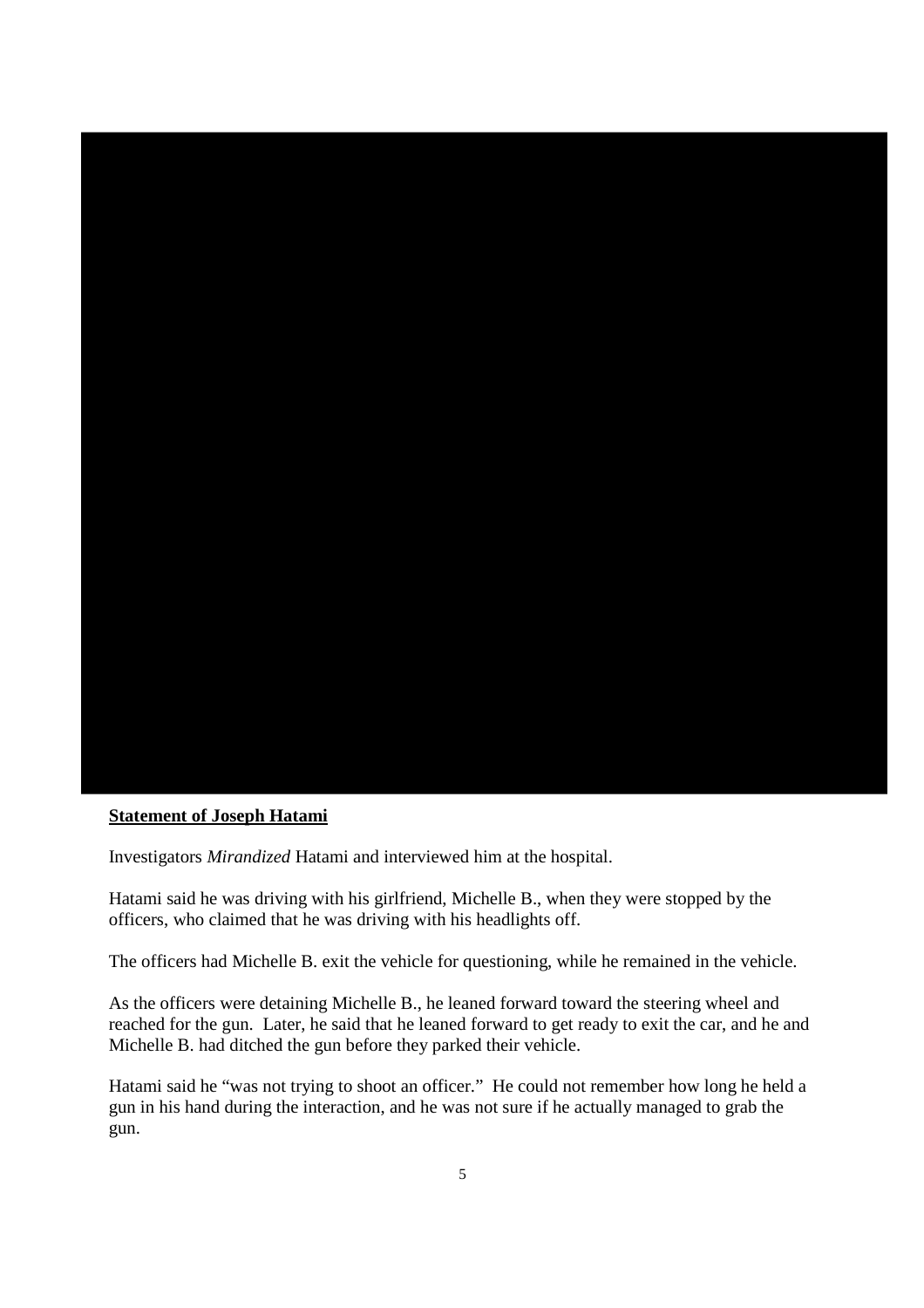**Statement of Joseph Hatami**

Investigators *Mirandized* Hatami and interviewed him at the hospital.

Hatami said he was driving with his girlfriend, Michelle B., when they were stopped by the officers, who claimed that he was driving with his headlights off.

The officers had Michelle B. exit the vehicle for questioning, while he remained in the vehicle.

As the officers were detaining Michelle B., he leaned forward toward the steering wheel and reached for the gun. Later, he said that he leaned forward to get ready to exit the car, and he and Michelle B. had ditched the gun before they parked their vehicle.

Hatami said he "was not trying to shoot an officer." He could not remember how long he held a gun in his hand during the interaction, and he was not sure if he actually managed to grab the gun.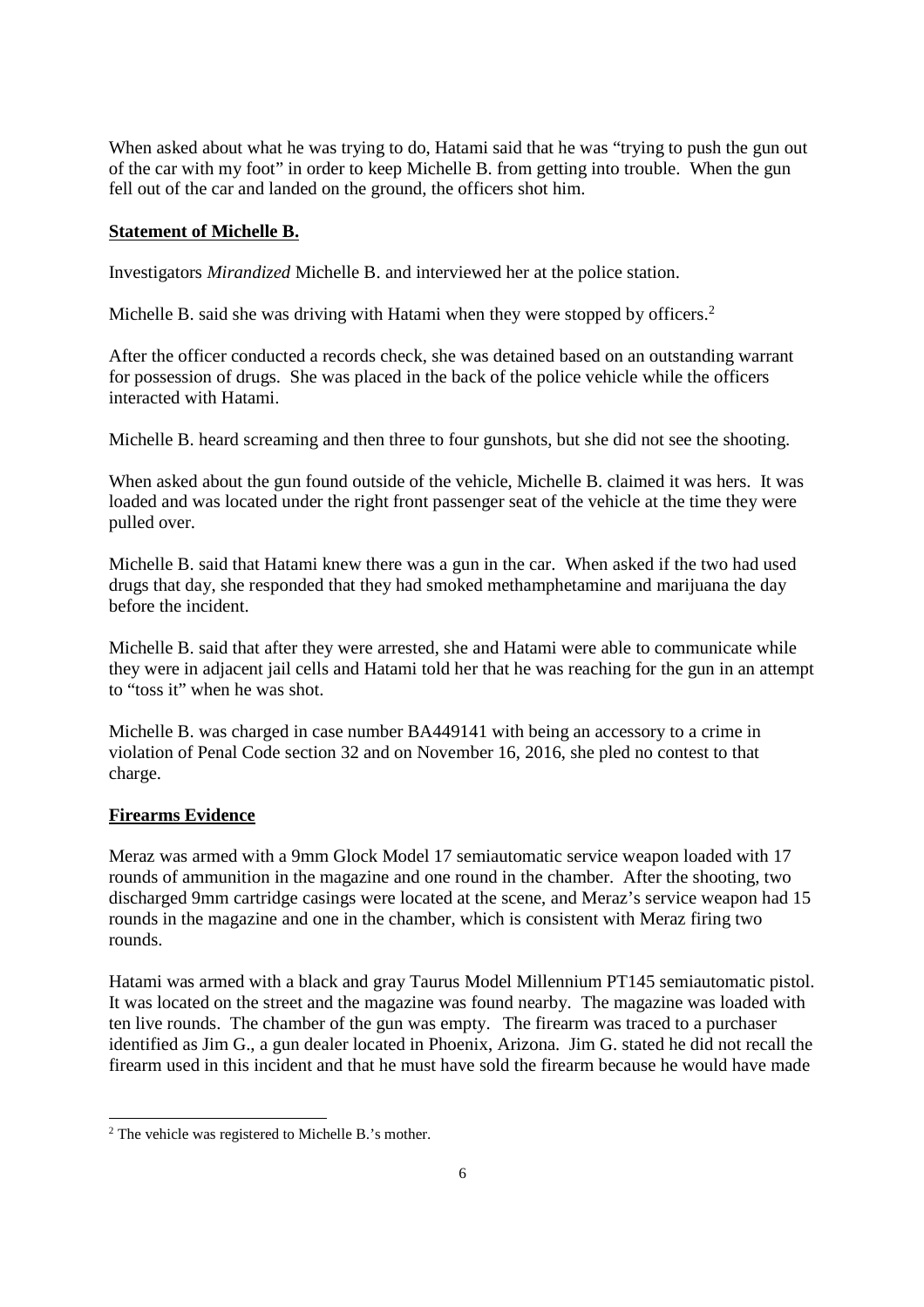When asked about what he was trying to do, Hatami said that he was "trying to push the gun out of the car with my foot" in order to keep Michelle B. from getting into trouble. When the gun fell out of the car and landed on the ground, the officers shot him.

**Statement of Michelle B.**

Investigators *Mirandized* Michelle B. and interviewed her at the police station.

Michelle B. said she was driving with Hatami when they were stopped by officers.[2]

After the officer conducted a records check, she was detained based on an outstanding warrant for possession of drugs. She was placed in the back of the police vehicle while the officers interacted with Hatami.

Michelle B. heard screaming and then three to four gunshots, but she did not see the shooting.

When asked about the gun found outside of the vehicle, Michelle B. claimed it was hers. It was loaded and was located under the right front passenger seat of the vehicle at the time they were pulled over.

Michelle B. said that Hatami knew there was a gun in the car. When asked if the two had used drugs that day, she responded that they had smoked methamphetamine and marijuana the day before the incident.

Michelle B. said that after they were arrested, she and Hatami were able to communicate while they were in adjacent jail cells and Hatami told her that he was reaching for the gun in an attempt to "toss it" when he was shot.

Michelle B. was charged in case number BA449141 with being an accessory to a crime in violation of Penal Code section 32 and on November 16, 2016, she pled no contest to that charge.

**Firearms Evidence**

Meraz was armed with a 9mm Glock Model 17 semiautomatic service weapon loaded with 17 rounds of ammunition in the magazine and one round in the chamber. After the shooting, two discharged 9mm cartridge casings were located at the scene, and Meraz's service weapon had 15 rounds in the magazine and one in the chamber, which is consistent with Meraz firing two rounds.

Hatami was armed with a black and gray Taurus Model Millennium PT145 semiautomatic pistol. It was located on the street and the magazine was found nearby. The magazine was loaded with ten live rounds. The chamber of the gun was empty. The firearm was traced to a purchaser identified as Jim G., a gun dealer located in Phoenix, Arizona. Jim G. stated he did not recall the firearm used in this incident and that he must have sold the firearm because he would have made

[2] The vehicle was registered to Michelle B.'s mother.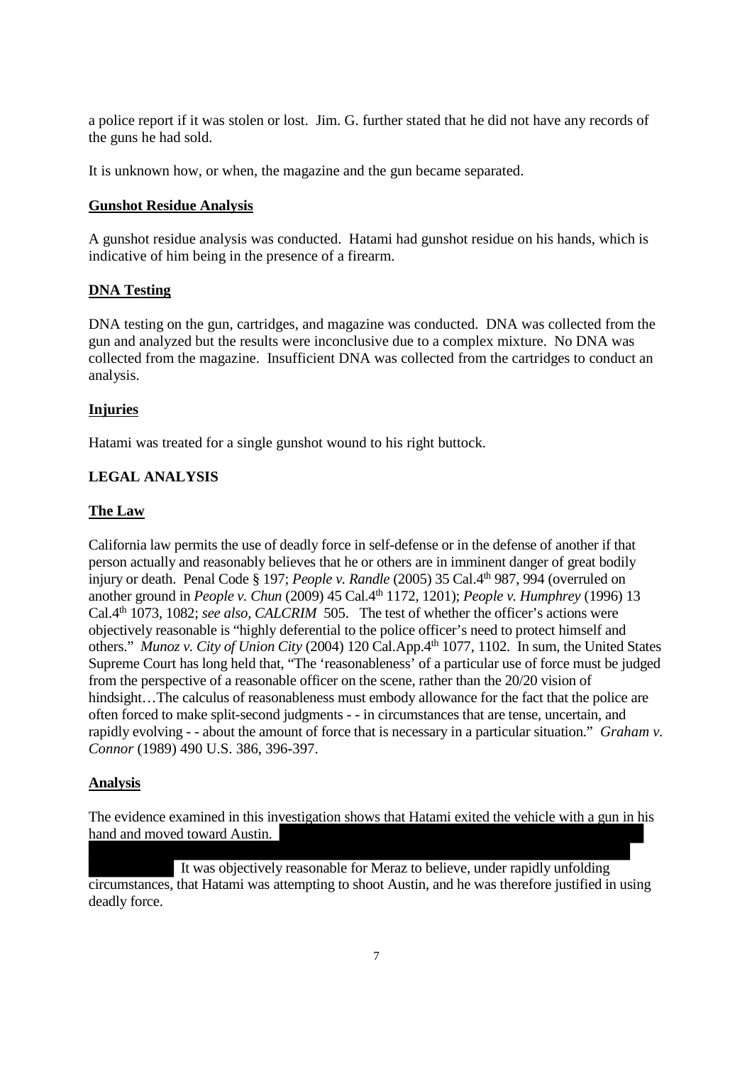a police report if it was stolen or lost. Jim. G. further stated that he did not have any records of the guns he had sold.

It is unknown how, or when, the magazine and the gun became separated.

**Gunshot Residue Analysis**

A gunshot residue analysis was conducted. Hatami had gunshot residue on his hands, which is indicative of him being in the presence of a firearm.

**DNA Testing**

DNA testing on the gun, cartridges, and magazine was conducted. DNA was collected from the gun and analyzed but the results were inconclusive due to a complex mixture. No DNA was collected from the magazine. Insufficient DNA was collected from the cartridges to conduct an analysis.

**Injuries**

Hatami was treated for a single gunshot wound to his right buttock.

## LEGAL ANALYSIS

**The Law**

California law permits the use of deadly force in self-defense or in the defense of another if that person actually and reasonably believes that he or others are in imminent danger of great bodily injury or death. Penal Code § 197; *People v. Randle* (2005) 35 Cal.4th 987, 994 (overruled on another ground in *People v. Chun* (2009) 45 Cal.4th 1172, 1201); *People v. Humphrey* (1996) 13 Cal.4th 1073, 1082; *see also, CALCRIM* 505. The test of whether the officer's actions were objectively reasonable is "highly deferential to the police officer's need to protect himself and others." *Munoz v. City of Union City* (2004) 120 Cal.App.4th 1077, 1102. In sum, the United States Supreme Court has long held that, "The 'reasonableness' of a particular use of force must be judged from the perspective of a reasonable officer on the scene, rather than the 20/20 vision of hindsight…The calculus of reasonableness must embody allowance for the fact that the police are often forced to make split-second judgments - - in circumstances that are tense, uncertain, and rapidly evolving - - about the amount of force that is necessary in a particular situation." *Graham v. Connor* (1989) 490 U.S. 386, 396-397.

**Analysis**

The evidence examined in this investigation shows that Hatami exited the vehicle with a gun in his hand and moved toward Austin. [REDACTED] It was objectively reasonable for Meraz to believe, under rapidly unfolding circumstances, that Hatami was attempting to shoot Austin, and he was therefore justified in using deadly force.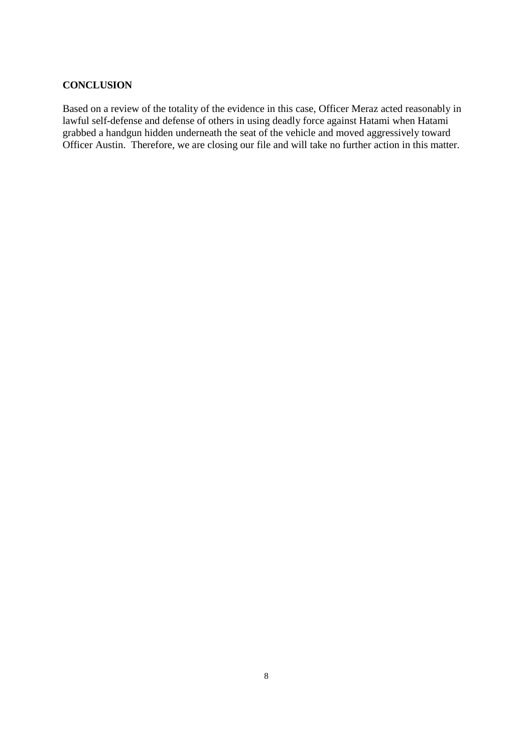**CONCLUSION**

Based on a review of the totality of the evidence in this case, Officer Meraz acted reasonably in lawful self-defense and defense of others in using deadly force against Hatami when Hatami grabbed a handgun hidden underneath the seat of the vehicle and moved aggressively toward Officer Austin. Therefore, we are closing our file and will take no further action in this matter.